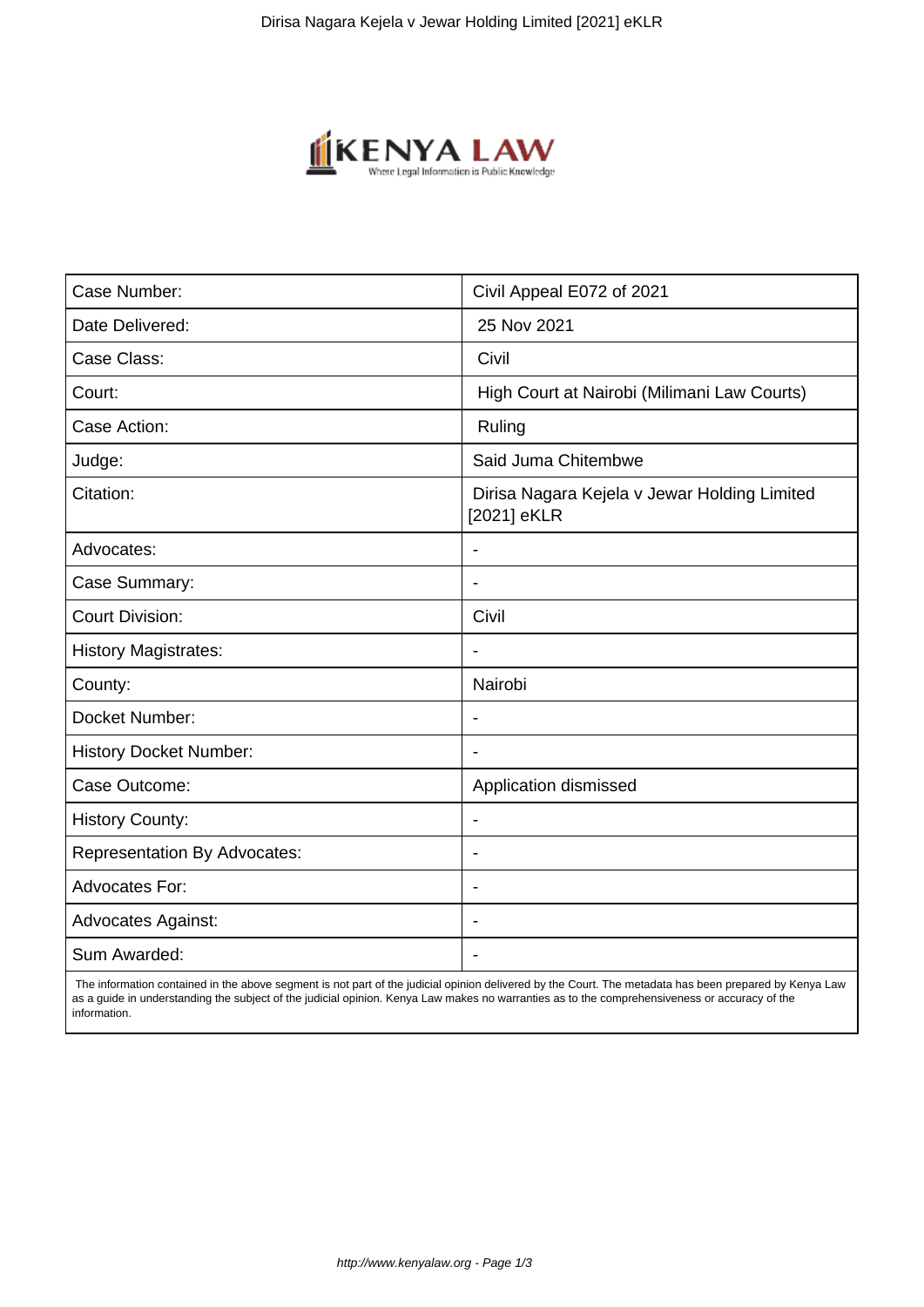| Case Number: | Civil Appeal E072 of 2021 |
| --- | --- |
| Date Delivered: | 25 Nov 2021 |
| Case Class: | Civil |
| Court: | High Court at Nairobi (Milimani Law Courts) |
| Case Action: | Ruling |
| Judge: | Said Juma Chitembwe |
| Citation: | Dirisa Nagara Kejela v Jewar Holding Limited [2021] eKLR |
| Advocates: | - |
| Case Summary: | - |
| Court Division: | Civil |
| History Magistrates: | - |
| County: | Nairobi |
| Docket Number: | - |
| History Docket Number: | - |
| Case Outcome: | Application dismissed |
| History County: | - |
| Representation By Advocates: | - |
| Advocates For: | - |
| Advocates Against: | - |
| Sum Awarded: | - |

The information contained in the above segment is not part of the judicial opinion delivered by the Court. The metadata has been prepared by Kenya Law as a guide in understanding the subject of the judicial opinion. Kenya Law makes no warranties as to the comprehensiveness or accuracy of the information.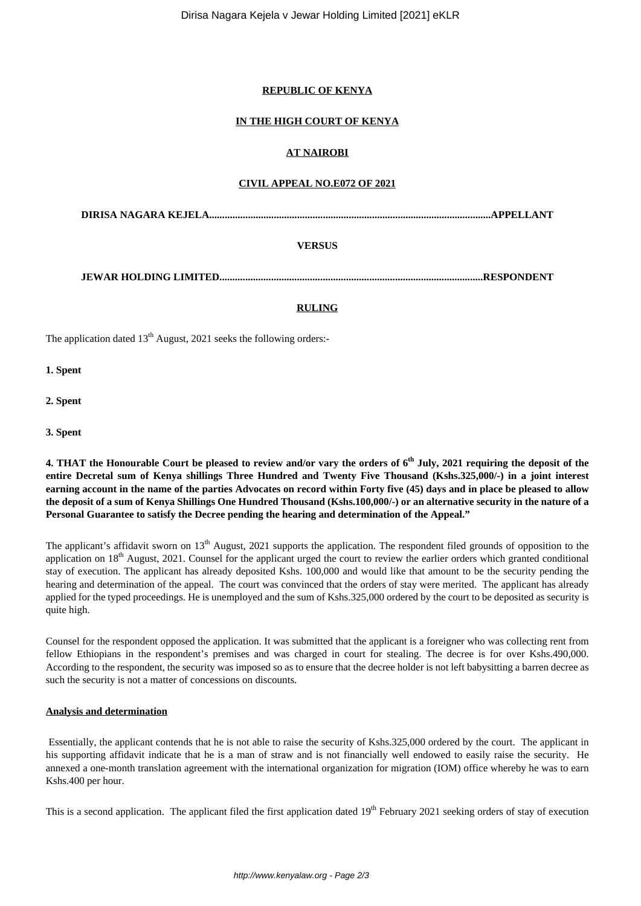**REPUBLIC OF KENYA**

**IN THE HIGH COURT OF KENYA**

**AT NAIROBI**

**CIVIL APPEAL NO.E072 OF 2021**

**DIRISA NAGARA KEJELA...........................................................................................................APPELLANT**

**VERSUS**

**JEWAR HOLDING LIMITED....................................................................................................RESPONDENT**

**RULING**

The application dated 13th August, 2021 seeks the following orders:-

**1. Spent**

**2. Spent**

**3. Spent**

**4. THAT the Honourable Court be pleased to review and/or vary the orders of 6th July, 2021 requiring the deposit of the entire Decretal sum of Kenya shillings Three Hundred and Twenty Five Thousand (Kshs.325,000/-) in a joint interest earning account in the name of the parties Advocates on record within Forty five (45) days and in place be pleased to allow the deposit of a sum of Kenya Shillings One Hundred Thousand (Kshs.100,000/-) or an alternative security in the nature of a Personal Guarantee to satisfy the Decree pending the hearing and determination of the Appeal."**

The applicant's affidavit sworn on 13th August, 2021 supports the application. The respondent filed grounds of opposition to the application on 18th August, 2021. Counsel for the applicant urged the court to review the earlier orders which granted conditional stay of execution. The applicant has already deposited Kshs. 100,000 and would like that amount to be the security pending the hearing and determination of the appeal. The court was convinced that the orders of stay were merited. The applicant has already applied for the typed proceedings. He is unemployed and the sum of Kshs.325,000 ordered by the court to be deposited as security is quite high.

Counsel for the respondent opposed the application. It was submitted that the applicant is a foreigner who was collecting rent from fellow Ethiopians in the respondent's premises and was charged in court for stealing. The decree is for over Kshs.490,000. According to the respondent, the security was imposed so as to ensure that the decree holder is not left babysitting a barren decree as such the security is not a matter of concessions on discounts.

**Analysis and determination**

Essentially, the applicant contends that he is not able to raise the security of Kshs.325,000 ordered by the court. The applicant in his supporting affidavit indicate that he is a man of straw and is not financially well endowed to easily raise the security. He annexed a one-month translation agreement with the international organization for migration (IOM) office whereby he was to earn Kshs.400 per hour.

This is a second application. The applicant filed the first application dated 19th February 2021 seeking orders of stay of execution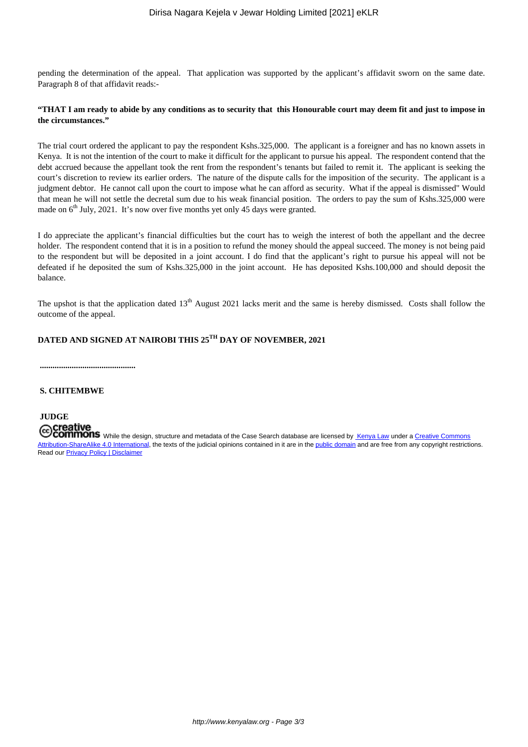pending the determination of the appeal. That application was supported by the applicant's affidavit sworn on the same date. Paragraph 8 of that affidavit reads:-

**"THAT I am ready to abide by any conditions as to security that this Honourable court may deem fit and just to impose in the circumstances."**

The trial court ordered the applicant to pay the respondent Kshs.325,000. The applicant is a foreigner and has no known assets in Kenya. It is not the intention of the court to make it difficult for the applicant to pursue his appeal. The respondent contend that the debt accrued because the appellant took the rent from the respondent's tenants but failed to remit it. The applicant is seeking the court's discretion to review its earlier orders. The nature of the dispute calls for the imposition of the security. The applicant is a judgment debtor. He cannot call upon the court to impose what he can afford as security. What if the appeal is dismissed" Would that mean he will not settle the decretal sum due to his weak financial position. The orders to pay the sum of Kshs.325,000 were made on 6th July, 2021. It's now over five months yet only 45 days were granted.

I do appreciate the applicant's financial difficulties but the court has to weigh the interest of both the appellant and the decree holder. The respondent contend that it is in a position to refund the money should the appeal succeed. The money is not being paid to the respondent but will be deposited in a joint account. I do find that the applicant's right to pursue his appeal will not be defeated if he deposited the sum of Kshs.325,000 in the joint account. He has deposited Kshs.100,000 and should deposit the balance.

The upshot is that the application dated 13th August 2021 lacks merit and the same is hereby dismissed. Costs shall follow the outcome of the appeal.

**DATED AND SIGNED AT NAIROBI THIS 25TH DAY OF NOVEMBER, 2021**

**............................................**

**S. CHITEMBWE**

**JUDGE**

While the design, structure and metadata of the Case Search database are licensed by Kenya Law under a Creative Commons Attribution-ShareAlike 4.0 International, the texts of the judicial opinions contained in it are in the public domain and are free from any copyright restrictions. Read our Privacy Policy | Disclaimer